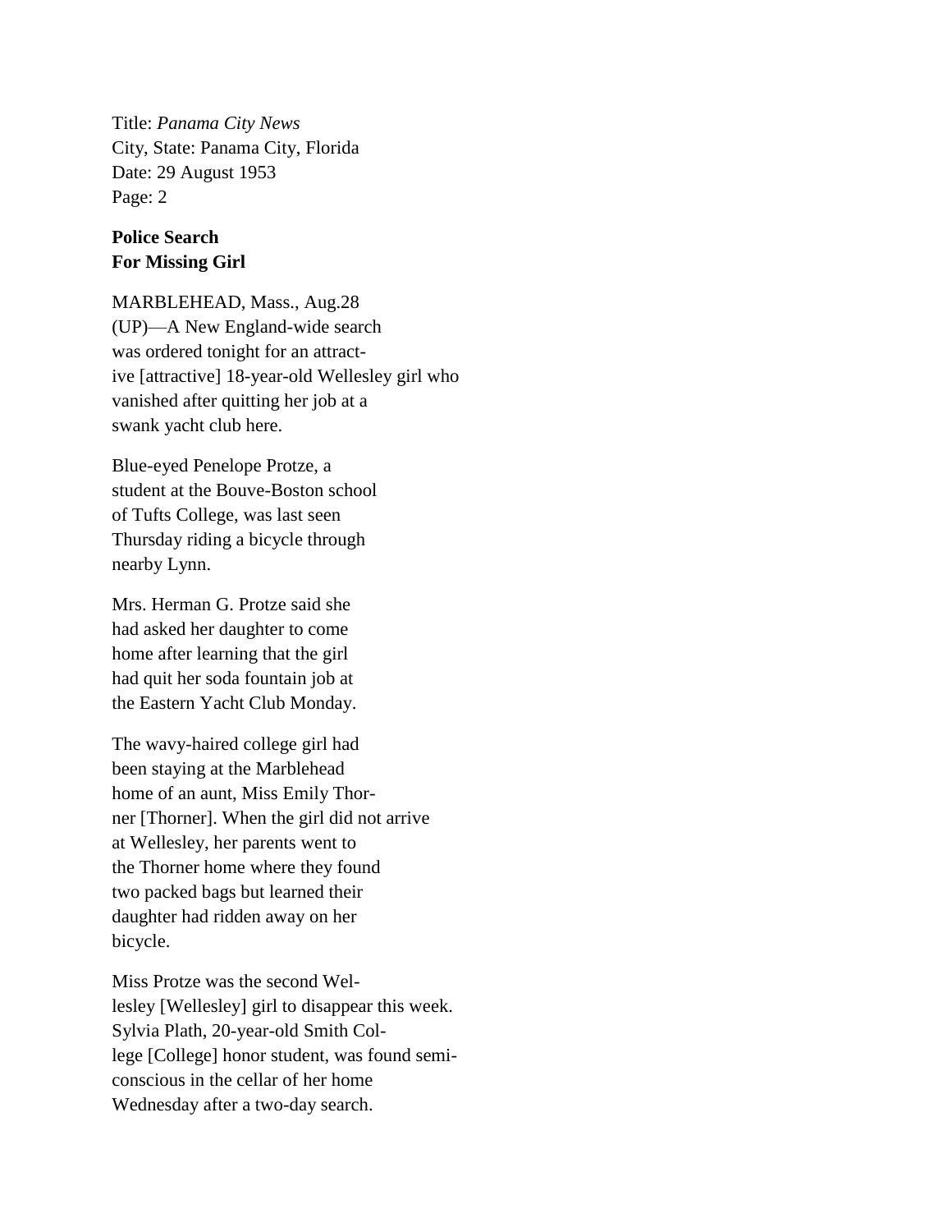Title: *Panama City News*
City, State: Panama City, Florida
Date: 29 August 1953
Page: 2

**Police Search**
**For Missing Girl**

MARBLEHEAD, Mass., Aug.28 (UP)—A New England-wide search was ordered tonight for an attract-ive [attractive] 18-year-old Wellesley girl who vanished after quitting her job at a swank yacht club here.

Blue-eyed Penelope Protze, a student at the Bouve-Boston school of Tufts College, was last seen Thursday riding a bicycle through nearby Lynn.

Mrs. Herman G. Protze said she had asked her daughter to come home after learning that the girl had quit her soda fountain job at the Eastern Yacht Club Monday.

The wavy-haired college girl had been staying at the Marblehead home of an aunt, Miss Emily Thor-ner [Thorner]. When the girl did not arrive at Wellesley, her parents went to the Thorner home where they found two packed bags but learned their daughter had ridden away on her bicycle.

Miss Protze was the second Wel-lesley [Wellesley] girl to disappear this week. Sylvia Plath, 20-year-old Smith Col-lege [College] honor student, was found semi-conscious in the cellar of her home Wednesday after a two-day search.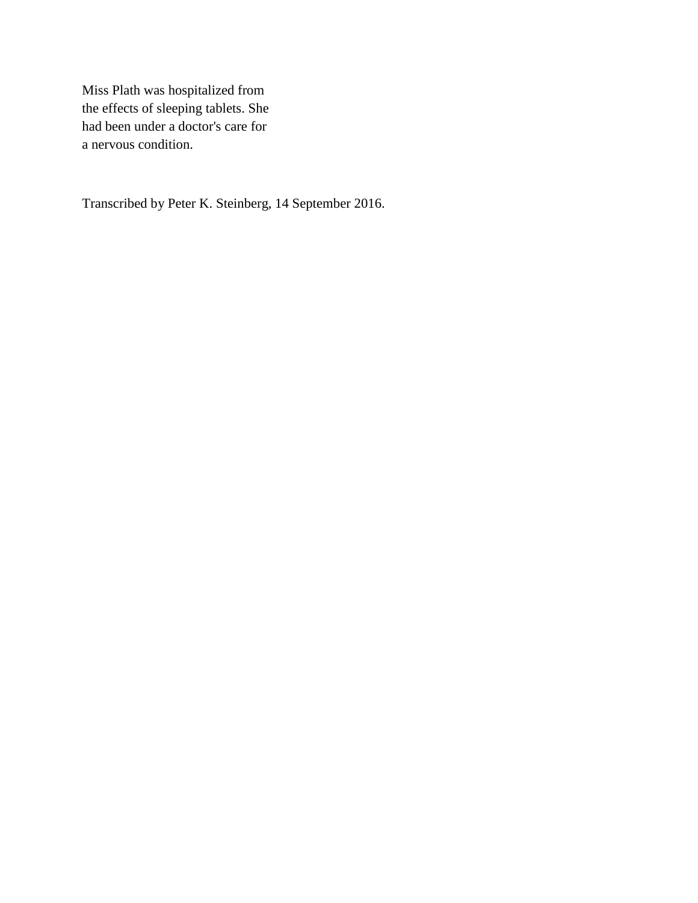Miss Plath was hospitalized from the effects of sleeping tablets. She had been under a doctor's care for a nervous condition.

Transcribed by Peter K. Steinberg, 14 September 2016.